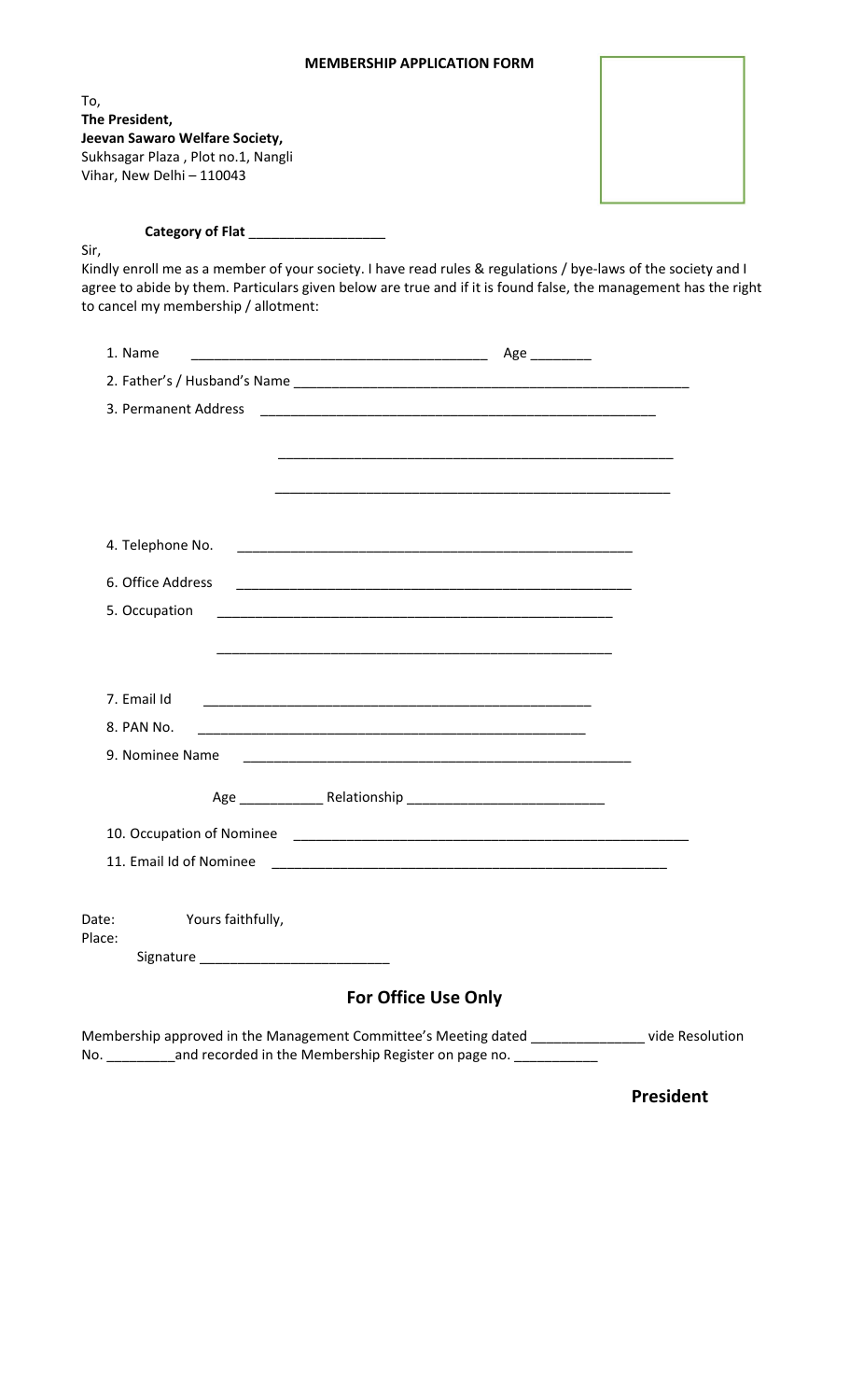**MEMBERSHIP APPLICATION FORM**

To,
**The President,**
**Jeevan Sawaro Welfare Society,**
Sukhsagar Plaza , Plot no.1, Nangli
Vihar, New Delhi – 110043

**Category of Flat** _________________

Sir,
Kindly enroll me as a member of your society. I have read rules & regulations / bye-laws of the society and I agree to abide by them. Particulars given below are true and if it is found false, the management has the right to cancel my membership / allotment:

1. Name ______________________________________ Age ________
2. Father's / Husband's Name ____________________________________________________
3. Permanent Address ____________________________________________________

____________________________________________________

____________________________________________________

4. Telephone No. ____________________________________________________
6. Office Address ____________________________________________________
5. Occupation ____________________________________________________

____________________________________________________

7. Email Id ____________________________________________________
8. PAN No. ____________________________________________________
9. Nominee Name ____________________________________________________

Age ___________ Relationship _________________________

10. Occupation of Nominee ____________________________________________________
11. Email Id of Nominee ____________________________________________________

Date: Yours faithfully,
Place:

Signature ________________________

## For Office Use Only

Membership approved in the Management Committee's Meeting dated _______________ vide Resolution No. _________and recorded in the Membership Register on page no. ___________

**President**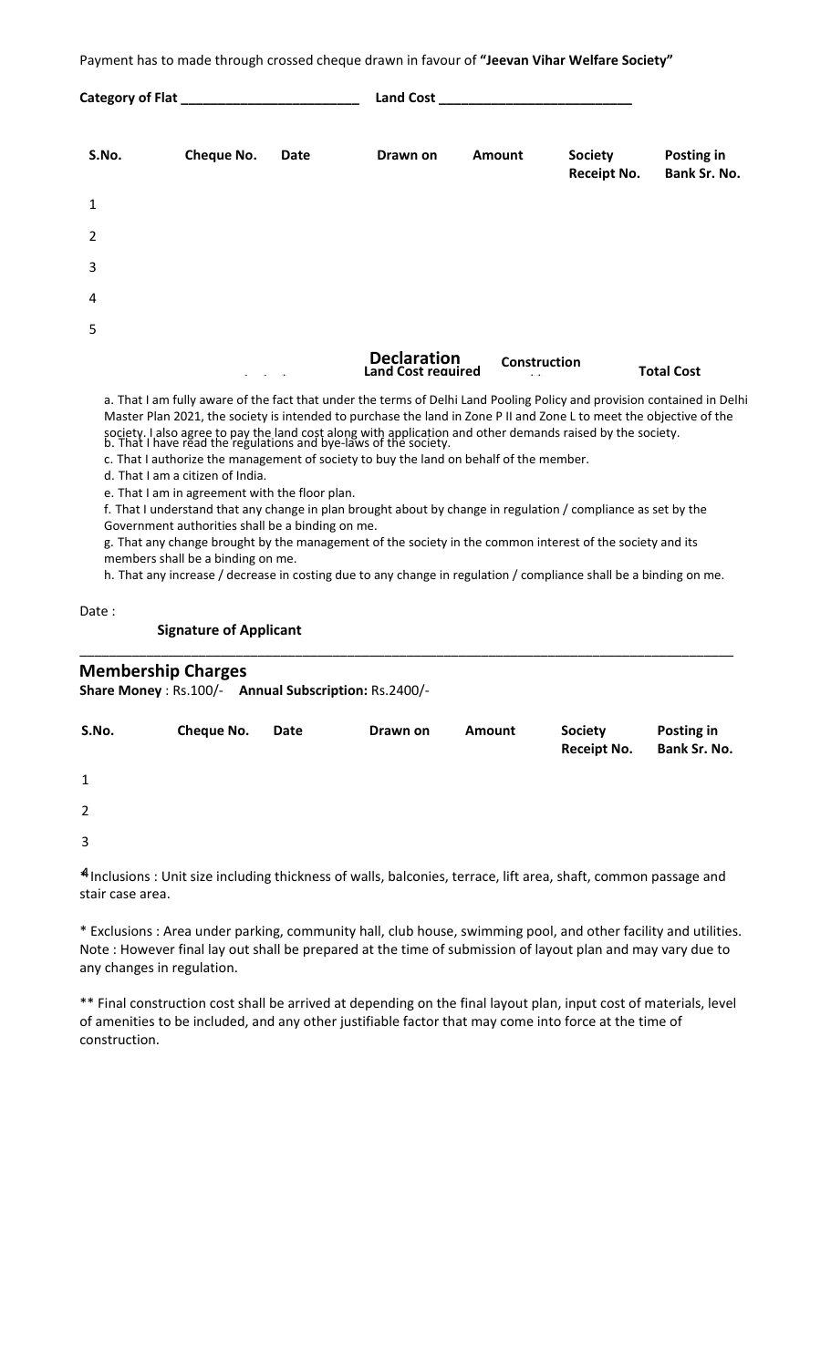Payment has to made through crossed cheque drawn in favour of **"Jeevan Vihar Welfare Society"**

**Category of Flat** ________________________ **Land Cost** __________________________

| S.No. | Cheque No. | Date | Drawn on | Amount | Society Receipt No. | Posting in Bank Sr. No. |
|---|---|---|---|---|---|---|
| 1 | | | | | | |
| 2 | | | | | | |
| 3 | | | | | | |
| 4 | | | | | | |
| 5 | | | | | | |

**Land Cost required** **Construction** **Total Cost**

## Declaration

a. That I am fully aware of the fact that under the terms of Delhi Land Pooling Policy and provision contained in Delhi Master Plan 2021, the society is intended to purchase the land in Zone P II and Zone L to meet the objective of the society. I also agree to pay the land cost along with application and other demands raised by the society.

b. That I have read the regulations and bye-laws of the society.

c. That I authorize the management of society to buy the land on behalf of the member.

d. That I am a citizen of India.

e. That I am in agreement with the floor plan.

f. That I understand that any change in plan brought about by change in regulation / compliance as set by the Government authorities shall be a binding on me.

g. That any change brought by the management of the society in the common interest of the society and its members shall be a binding on me.

h. That any increase / decrease in costing due to any change in regulation / compliance shall be a binding on me.

Date :

**Signature of Applicant**

---

## Membership Charges

**Share Money** : Rs.100/- **Annual Subscription:** Rs.2400/-

| S.No. | Cheque No. | Date | Drawn on | Amount | Society Receipt No. | Posting in Bank Sr. No. |
|---|---|---|---|---|---|---|
| 1 | | | | | | |
| 2 | | | | | | |
| 3 | | | | | | |
| 4 | | | | | | |

* Inclusions : Unit size including thickness of walls, balconies, terrace, lift area, shaft, common passage and stair case area.

* Exclusions : Area under parking, community hall, club house, swimming pool, and other facility and utilities. Note : However final lay out shall be prepared at the time of submission of layout plan and may vary due to any changes in regulation.

** Final construction cost shall be arrived at depending on the final layout plan, input cost of materials, level of amenities to be included, and any other justifiable factor that may come into force at the time of construction.